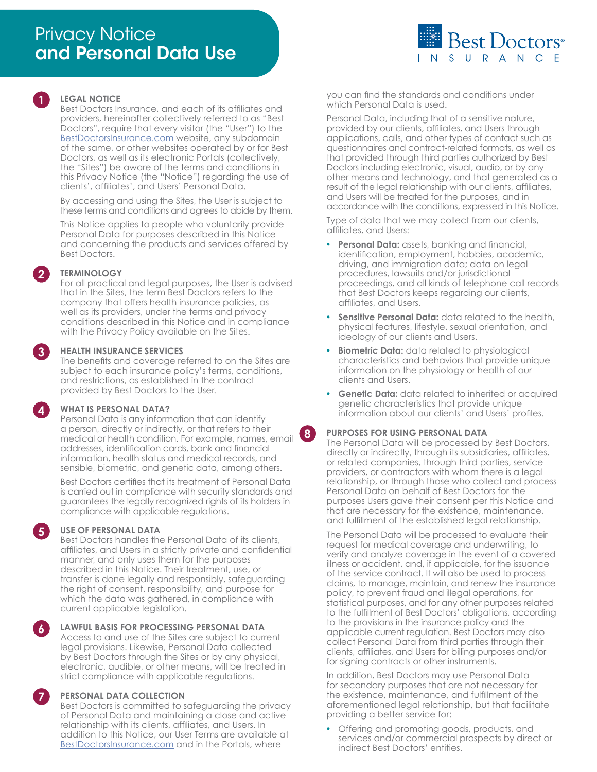# Privacy Notice and Personal Data Use

Best Doctors® INSURANCE

## 1 LEGAL NOTICE

Best Doctors Insurance, and each of its affiliates and providers, hereinafter collectively referred to as "Best Doctors", require that every visitor (the "User") to the BestDoctorsInsurance.com website, any subdomain of the same, or other websites operated by or for Best Doctors, as well as its electronic Portals (collectively, the "Sites") be aware of the terms and conditions in this Privacy Notice (the "Notice") regarding the use of clients', affiliates', and Users' Personal Data.

By accessing and using the Sites, the User is subject to these terms and conditions and agrees to abide by them.

This Notice applies to people who voluntarily provide Personal Data for purposes described in this Notice and concerning the products and services offered by Best Doctors.

## 2 TERMINOLOGY

For all practical and legal purposes, the User is advised that in the Sites, the term Best Doctors refers to the company that offers health insurance policies, as well as its providers, under the terms and privacy conditions described in this Notice and in compliance with the Privacy Policy available on the Sites.

## 3 HEALTH INSURANCE SERVICES

The benefits and coverage referred to on the Sites are subject to each insurance policy's terms, conditions, and restrictions, as established in the contract provided by Best Doctors to the User.

## 4 WHAT IS PERSONAL DATA?

Personal Data is any information that can identify a person, directly or indirectly, or that refers to their medical or health condition. For example, names, email addresses, identification cards, bank and financial information, health status and medical records, and sensible, biometric, and genetic data, among others.

Best Doctors certifies that its treatment of Personal Data is carried out in compliance with security standards and guarantees the legally recognized rights of its holders in compliance with applicable regulations.

## 5 USE OF PERSONAL DATA

Best Doctors handles the Personal Data of its clients, affiliates, and Users in a strictly private and confidential manner, and only uses them for the purposes described in this Notice. Their treatment, use, or transfer is done legally and responsibly, safeguarding the right of consent, responsibility, and purpose for which the data was gathered, in compliance with current applicable legislation.

## 6 LAWFUL BASIS FOR PROCESSING PERSONAL DATA

Access to and use of the Sites are subject to current legal provisions. Likewise, Personal Data collected by Best Doctors through the Sites or by any physical, electronic, audible, or other means, will be treated in strict compliance with applicable regulations.

## 7 PERSONAL DATA COLLECTION

Best Doctors is committed to safeguarding the privacy of Personal Data and maintaining a close and active relationship with its clients, affiliates, and Users. In addition to this Notice, our User Terms are available at BestDoctorsInsurance.com and in the Portals, where you can find the standards and conditions under which Personal Data is used.

Personal Data, including that of a sensitive nature, provided by our clients, affiliates, and Users through applications, calls, and other types of contact such as questionnaires and contract-related formats, as well as that provided through third parties authorized by Best Doctors including electronic, visual, audio, or by any other means and technology, and that generated as a result of the legal relationship with our clients, affiliates, and Users will be treated for the purposes, and in accordance with the conditions, expressed in this Notice.

Type of data that we may collect from our clients, affiliates, and Users:

- **Personal Data:** assets, banking and financial, identification, employment, hobbies, academic, driving, and immigration data; data on legal procedures, lawsuits and/or jurisdictional proceedings, and all kinds of telephone call records that Best Doctors keeps regarding our clients, affiliates, and Users.
- **Sensitive Personal Data:** data related to the health, physical features, lifestyle, sexual orientation, and ideology of our clients and Users.
- **Biometric Data:** data related to physiological characteristics and behaviors that provide unique information on the physiology or health of our clients and Users.
- **Genetic Data:** data related to inherited or acquired genetic characteristics that provide unique information about our clients' and Users' profiles.

## 8 PURPOSES FOR USING PERSONAL DATA

The Personal Data will be processed by Best Doctors, directly or indirectly, through its subsidiaries, affiliates, or related companies, through third parties, service providers, or contractors with whom there is a legal relationship, or through those who collect and process Personal Data on behalf of Best Doctors for the purposes Users gave their consent per this Notice and that are necessary for the existence, maintenance, and fulfillment of the established legal relationship.

The Personal Data will be processed to evaluate their request for medical coverage and underwriting, to verify and analyze coverage in the event of a covered illness or accident, and, if applicable, for the issuance of the service contract. It will also be used to process claims, to manage, maintain, and renew the insurance policy, to prevent fraud and illegal operations, for statistical purposes, and for any other purposes related to the fulfillment of Best Doctors' obligations, according to the provisions in the insurance policy and the applicable current regulation. Best Doctors may also collect Personal Data from third parties through their clients, affiliates, and Users for billing purposes and/or for signing contracts or other instruments.

In addition, Best Doctors may use Personal Data for secondary purposes that are not necessary for the existence, maintenance, and fulfillment of the aforementioned legal relationship, but that facilitate providing a better service for:

- Offering and promoting goods, products, and services and/or commercial prospects by direct or indirect Best Doctors' entities.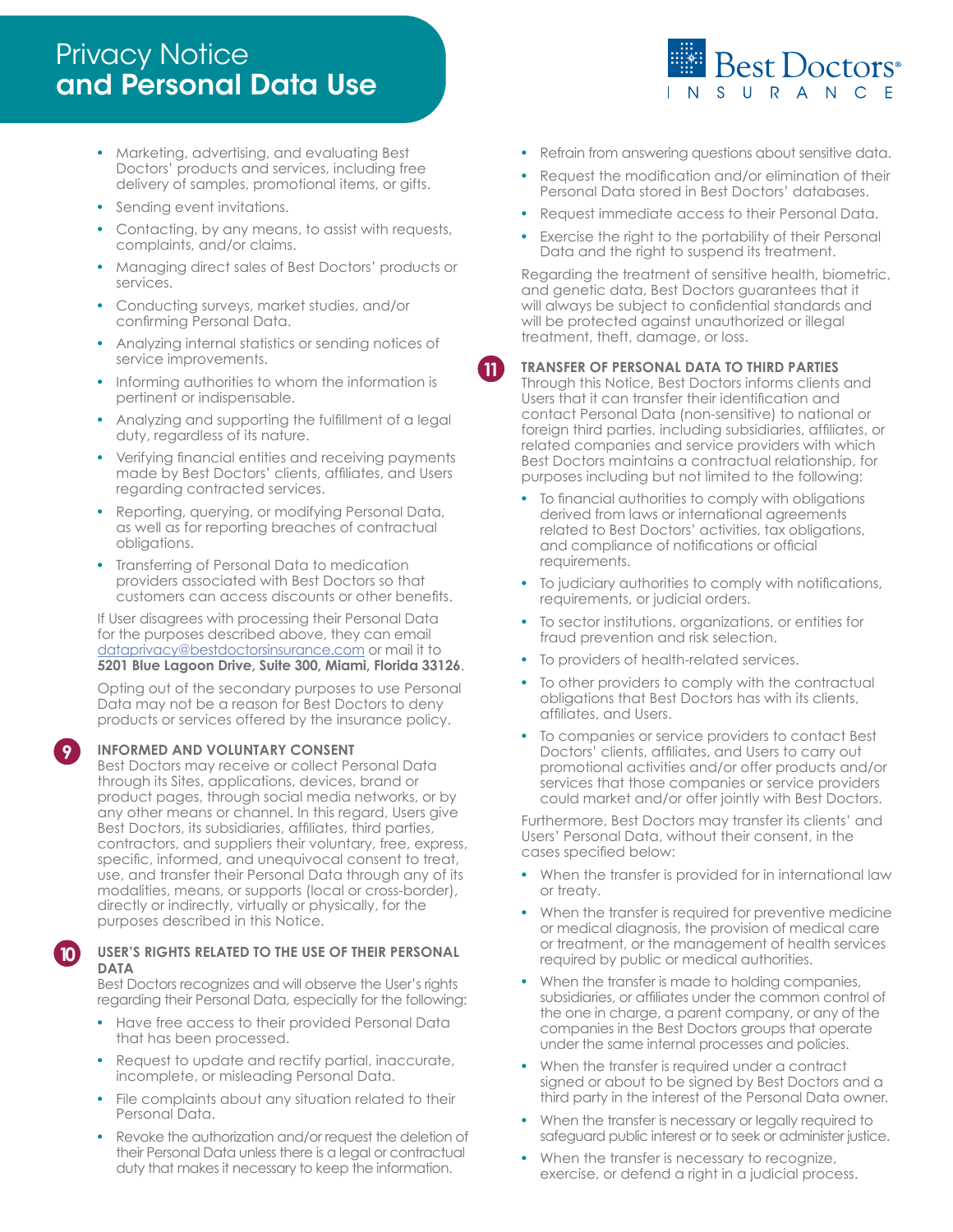- Marketing, advertising, and evaluating Best Doctors' products and services, including free delivery of samples, promotional items, or gifts.
- Sending event invitations.
- Contacting, by any means, to assist with requests, complaints, and/or claims.
- Managing direct sales of Best Doctors' products or services.
- Conducting surveys, market studies, and/or confirming Personal Data.
- Analyzing internal statistics or sending notices of service improvements.
- Informing authorities to whom the information is pertinent or indispensable.
- Analyzing and supporting the fulfillment of a legal duty, regardless of its nature.
- Verifying financial entities and receiving payments made by Best Doctors' clients, affiliates, and Users regarding contracted services.
- Reporting, querying, or modifying Personal Data, as well as for reporting breaches of contractual obligations.
- Transferring of Personal Data to medication providers associated with Best Doctors so that customers can access discounts or other benefits.

If User disagrees with processing their Personal Data for the purposes described above, they can email dataprivacy@bestdoctorsinsurance.com or mail it to **5201 Blue Lagoon Drive, Suite 300, Miami, Florida 33126**.

Opting out of the secondary purposes to use Personal Data may not be a reason for Best Doctors to deny products or services offered by the insurance policy.

## 9 INFORMED AND VOLUNTARY CONSENT

Best Doctors may receive or collect Personal Data through its Sites, applications, devices, brand or product pages, through social media networks, or by any other means or channel. In this regard, Users give Best Doctors, its subsidiaries, affiliates, third parties, contractors, and suppliers their voluntary, free, express, specific, informed, and unequivocal consent to treat, use, and transfer their Personal Data through any of its modalities, means, or supports (local or cross-border), directly or indirectly, virtually or physically, for the purposes described in this Notice.

## 10 USER'S RIGHTS RELATED TO THE USE OF THEIR PERSONAL DATA

Best Doctors recognizes and will observe the User's rights regarding their Personal Data, especially for the following:

- Have free access to their provided Personal Data that has been processed.
- Request to update and rectify partial, inaccurate, incomplete, or misleading Personal Data.
- File complaints about any situation related to their Personal Data.
- Revoke the authorization and/or request the deletion of their Personal Data unless there is a legal or contractual duty that makes it necessary to keep the information.
- Refrain from answering questions about sensitive data.
- Request the modification and/or elimination of their Personal Data stored in Best Doctors' databases.
- Request immediate access to their Personal Data.
- Exercise the right to the portability of their Personal Data and the right to suspend its treatment.

Regarding the treatment of sensitive health, biometric, and genetic data, Best Doctors guarantees that it will always be subject to confidential standards and will be protected against unauthorized or illegal treatment, theft, damage, or loss.

## 11 TRANSFER OF PERSONAL DATA TO THIRD PARTIES

Through this Notice, Best Doctors informs clients and Users that it can transfer their identification and contact Personal Data (non-sensitive) to national or foreign third parties, including subsidiaries, affiliates, or related companies and service providers with which Best Doctors maintains a contractual relationship, for purposes including but not limited to the following:

- To financial authorities to comply with obligations derived from laws or international agreements related to Best Doctors' activities, tax obligations, and compliance of notifications or official requirements.
- To judiciary authorities to comply with notifications, requirements, or judicial orders.
- To sector institutions, organizations, or entities for fraud prevention and risk selection.
- To providers of health-related services.
- To other providers to comply with the contractual obligations that Best Doctors has with its clients, affiliates, and Users.
- To companies or service providers to contact Best Doctors' clients, affiliates, and Users to carry out promotional activities and/or offer products and/or services that those companies or service providers could market and/or offer jointly with Best Doctors.

Furthermore, Best Doctors may transfer its clients' and Users' Personal Data, without their consent, in the cases specified below:

- When the transfer is provided for in international law or treaty.
- When the transfer is required for preventive medicine or medical diagnosis, the provision of medical care or treatment, or the management of health services required by public or medical authorities.
- When the transfer is made to holding companies, subsidiaries, or affiliates under the common control of the one in charge, a parent company, or any of the companies in the Best Doctors groups that operate under the same internal processes and policies.
- When the transfer is required under a contract signed or about to be signed by Best Doctors and a third party in the interest of the Personal Data owner.
- When the transfer is necessary or legally required to safeguard public interest or to seek or administer justice.
- When the transfer is necessary to recognize, exercise, or defend a right in a judicial process.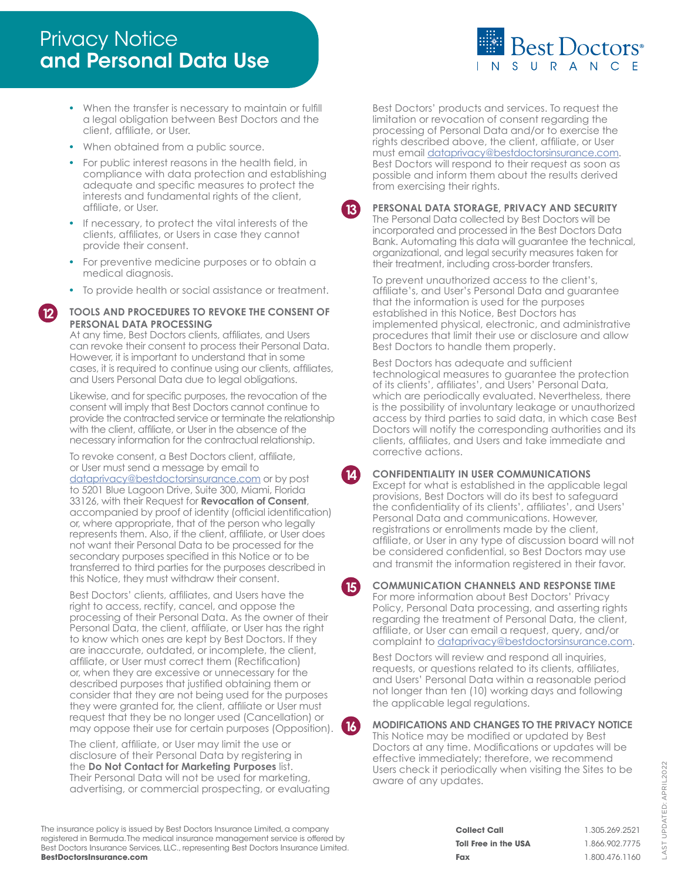# Privacy Notice and Personal Data Use

- When the transfer is necessary to maintain or fulfill a legal obligation between Best Doctors and the client, affiliate, or User.
- When obtained from a public source.
- For public interest reasons in the health field, in compliance with data protection and establishing adequate and specific measures to protect the interests and fundamental rights of the client, affiliate, or User.
- If necessary, to protect the vital interests of the clients, affiliates, or Users in case they cannot provide their consent.
- For preventive medicine purposes or to obtain a medical diagnosis.
- To provide health or social assistance or treatment.

## 12 TOOLS AND PROCEDURES TO REVOKE THE CONSENT OF PERSONAL DATA PROCESSING

At any time, Best Doctors clients, affiliates, and Users can revoke their consent to process their Personal Data. However, it is important to understand that in some cases, it is required to continue using our clients, affiliates, and Users Personal Data due to legal obligations.

Likewise, and for specific purposes, the revocation of the consent will imply that Best Doctors cannot continue to provide the contracted service or terminate the relationship with the client, affiliate, or User in the absence of the necessary information for the contractual relationship.

To revoke consent, a Best Doctors client, affiliate, or User must send a message by email to dataprivacy@bestdoctorsinsurance.com or by post to 5201 Blue Lagoon Drive, Suite 300, Miami, Florida 33126, with their Request for **Revocation of Consent**, accompanied by proof of identity (official identification) or, where appropriate, that of the person who legally represents them. Also, if the client, affiliate, or User does not want their Personal Data to be processed for the secondary purposes specified in this Notice or to be transferred to third parties for the purposes described in this Notice, they must withdraw their consent.

Best Doctors' clients, affiliates, and Users have the right to access, rectify, cancel, and oppose the processing of their Personal Data. As the owner of their Personal Data, the client, affiliate, or User has the right to know which ones are kept by Best Doctors. If they are inaccurate, outdated, or incomplete, the client, affiliate, or User must correct them (Rectification) or, when they are excessive or unnecessary for the described purposes that justified obtaining them or consider that they are not being used for the purposes they were granted for, the client, affiliate or User must request that they be no longer used (Cancellation) or may oppose their use for certain purposes (Opposition).

The client, affiliate, or User may limit the use or disclosure of their Personal Data by registering in the **Do Not Contact for Marketing Purposes** list. Their Personal Data will not be used for marketing, advertising, or commercial prospecting, or evaluating Best Doctors' products and services. To request the limitation or revocation of consent regarding the processing of Personal Data and/or to exercise the rights described above, the client, affiliate, or User must email dataprivacy@bestdoctorsinsurance.com. Best Doctors will respond to their request as soon as possible and inform them about the results derived from exercising their rights.

## 13 PERSONAL DATA STORAGE, PRIVACY AND SECURITY

The Personal Data collected by Best Doctors will be incorporated and processed in the Best Doctors Data Bank. Automating this data will guarantee the technical, organizational, and legal security measures taken for their treatment, including cross-border transfers.

To prevent unauthorized access to the client's, affiliate's, and User's Personal Data and guarantee that the information is used for the purposes established in this Notice, Best Doctors has implemented physical, electronic, and administrative procedures that limit their use or disclosure and allow Best Doctors to handle them properly.

Best Doctors has adequate and sufficient technological measures to guarantee the protection of its clients', affiliates', and Users' Personal Data, which are periodically evaluated. Nevertheless, there is the possibility of involuntary leakage or unauthorized access by third parties to said data, in which case Best Doctors will notify the corresponding authorities and its clients, affiliates, and Users and take immediate and corrective actions.

## 14 CONFIDENTIALITY IN USER COMMUNICATIONS

Except for what is established in the applicable legal provisions, Best Doctors will do its best to safeguard the confidentiality of its clients', affiliates', and Users' Personal Data and communications. However, registrations or enrollments made by the client, affiliate, or User in any type of discussion board will not be considered confidential, so Best Doctors may use and transmit the information registered in their favor.

## 15 COMMUNICATION CHANNELS AND RESPONSE TIME

For more information about Best Doctors' Privacy Policy, Personal Data processing, and asserting rights regarding the treatment of Personal Data, the client, affiliate, or User can email a request, query, and/or complaint to dataprivacy@bestdoctorsinsurance.com.

Best Doctors will review and respond all inquiries, requests, or questions related to its clients, affiliates, and Users' Personal Data within a reasonable period not longer than ten (10) working days and following the applicable legal regulations.

## 16 MODIFICATIONS AND CHANGES TO THE PRIVACY NOTICE

This Notice may be modified or updated by Best Doctors at any time. Modifications or updates will be effective immediately; therefore, we recommend Users check it periodically when visiting the Sites to be aware of any updates.

The insurance policy is issued by Best Doctors Insurance Limited, a company registered in Bermuda. The medical insurance management service is offered by Best Doctors Insurance Services, LLC., representing Best Doctors Insurance Limited.
**BestDoctorsInsurance.com**

| | |
|---|---|
| **Collect Call** | 1.305.269.2521 |
| **Toll Free in the USA** | 1.866.902.7775 |
| **Fax** | 1.800.476.1160 |

LAST UPDATED: APRIL2022